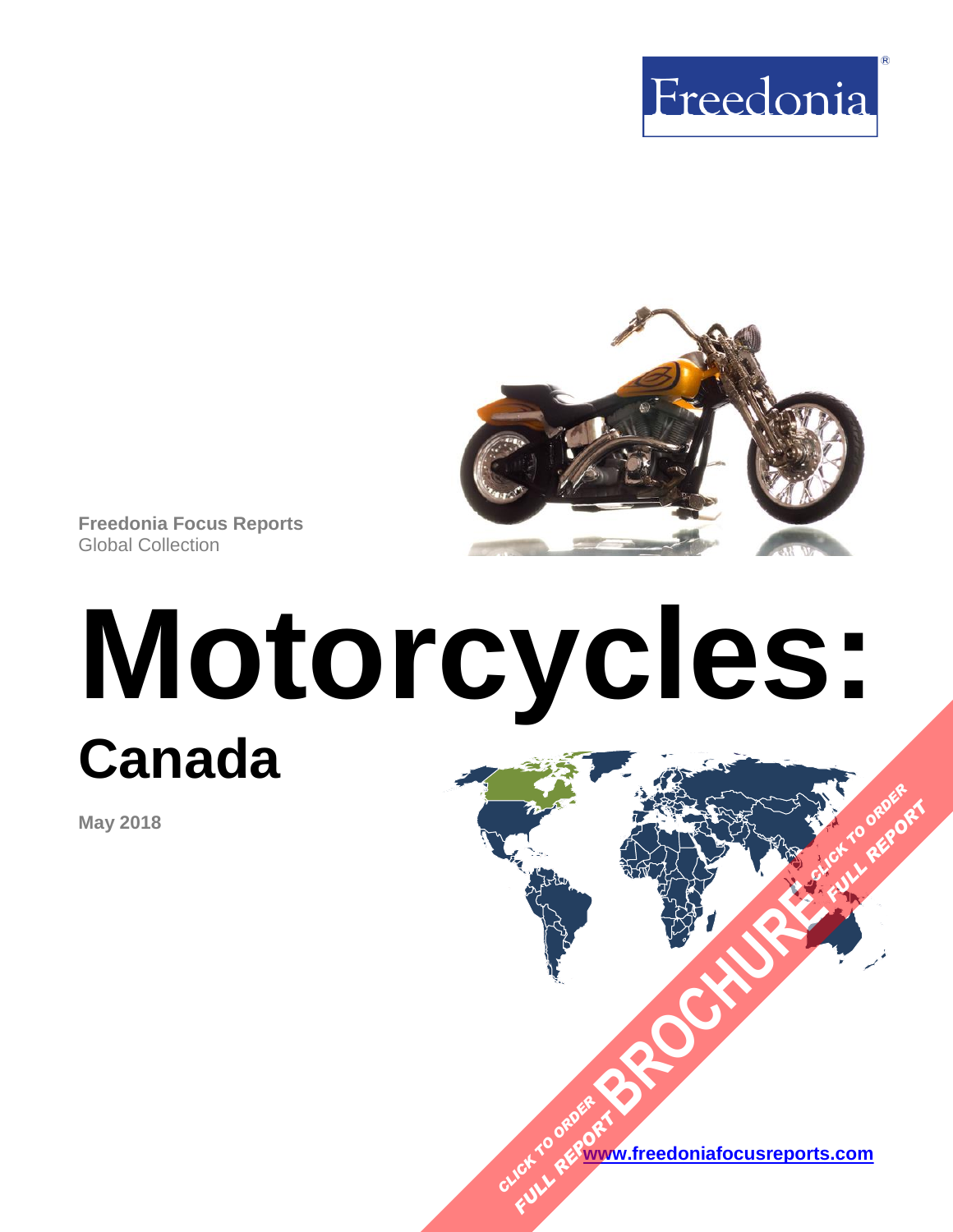Freedonia®

**Freedonia Focus Reports**
Global Collection

# Motorcycles:

## Canada

**May 2018**

CLICK TO ORDER FULL REPORT BROCHURE CLICK TO ORDER FULL REPORT

[www.freedoniafocusreports.com](http://www.freedoniafocusreports.com)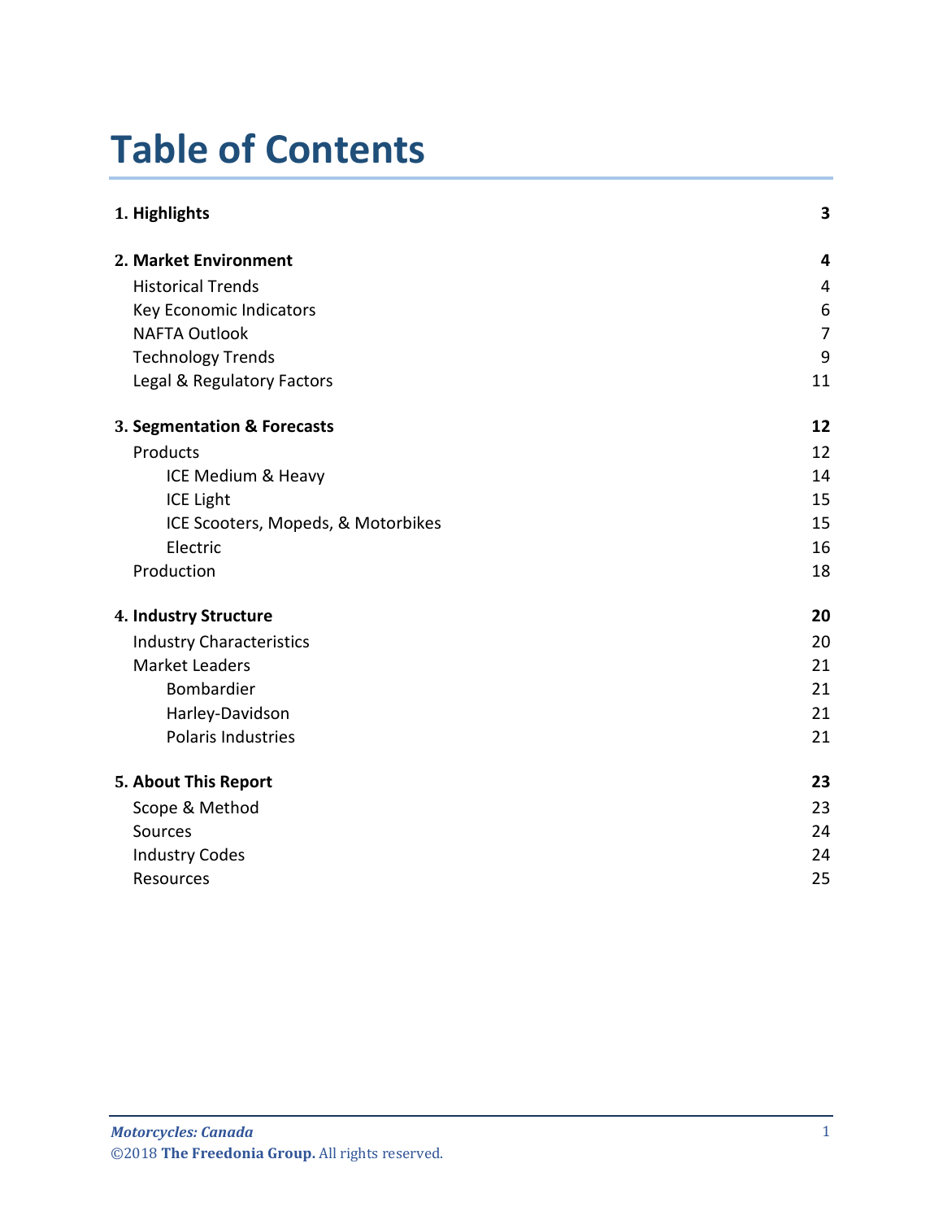# Table of Contents

| | |
|---|---|
| **1. Highlights** | **3** |
| **2. Market Environment** | **4** |
| Historical Trends | 4 |
| Key Economic Indicators | 6 |
| NAFTA Outlook | 7 |
| Technology Trends | 9 |
| Legal & Regulatory Factors | 11 |
| **3. Segmentation & Forecasts** | **12** |
| Products | 12 |
| ICE Medium & Heavy | 14 |
| ICE Light | 15 |
| ICE Scooters, Mopeds, & Motorbikes | 15 |
| Electric | 16 |
| Production | 18 |
| **4. Industry Structure** | **20** |
| Industry Characteristics | 20 |
| Market Leaders | 21 |
| Bombardier | 21 |
| Harley-Davidson | 21 |
| Polaris Industries | 21 |
| **5. About This Report** | **23** |
| Scope & Method | 23 |
| Sources | 24 |
| Industry Codes | 24 |
| Resources | 25 |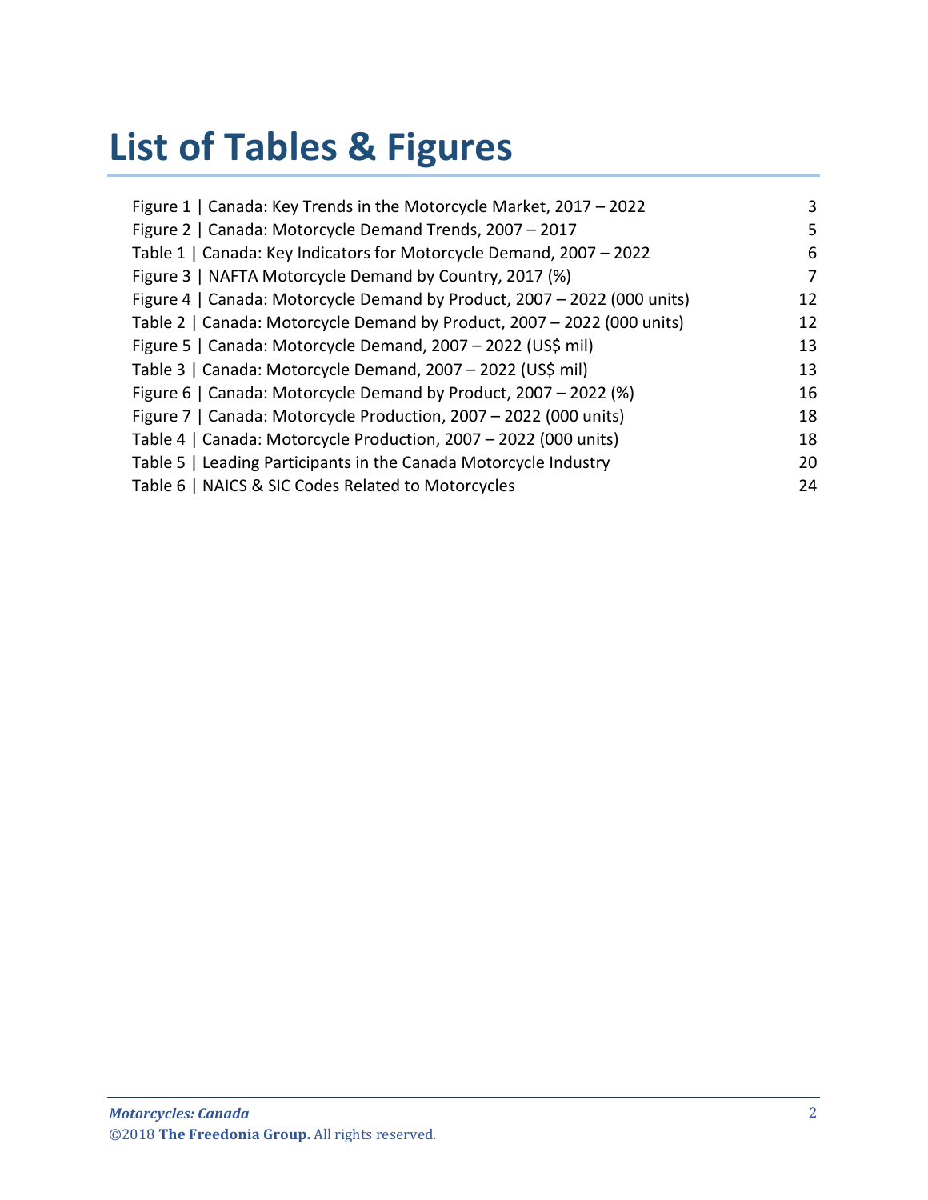# List of Tables & Figures

| | |
|---|---|
| Figure 1 \| Canada: Key Trends in the Motorcycle Market, 2017 – 2022 | 3 |
| Figure 2 \| Canada: Motorcycle Demand Trends, 2007 – 2017 | 5 |
| Table 1 \| Canada: Key Indicators for Motorcycle Demand, 2007 – 2022 | 6 |
| Figure 3 \| NAFTA Motorcycle Demand by Country, 2017 (%) | 7 |
| Figure 4 \| Canada: Motorcycle Demand by Product, 2007 – 2022 (000 units) | 12 |
| Table 2 \| Canada: Motorcycle Demand by Product, 2007 – 2022 (000 units) | 12 |
| Figure 5 \| Canada: Motorcycle Demand, 2007 – 2022 (US$ mil) | 13 |
| Table 3 \| Canada: Motorcycle Demand, 2007 – 2022 (US$ mil) | 13 |
| Figure 6 \| Canada: Motorcycle Demand by Product, 2007 – 2022 (%) | 16 |
| Figure 7 \| Canada: Motorcycle Production, 2007 – 2022 (000 units) | 18 |
| Table 4 \| Canada: Motorcycle Production, 2007 – 2022 (000 units) | 18 |
| Table 5 \| Leading Participants in the Canada Motorcycle Industry | 20 |
| Table 6 \| NAICS & SIC Codes Related to Motorcycles | 24 |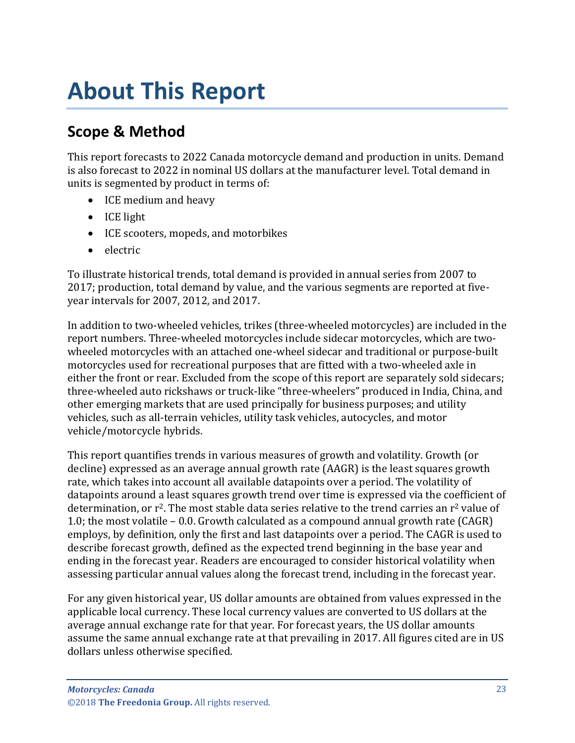# About This Report

## Scope & Method

This report forecasts to 2022 Canada motorcycle demand and production in units. Demand is also forecast to 2022 in nominal US dollars at the manufacturer level. Total demand in units is segmented by product in terms of:

- ICE medium and heavy
- ICE light
- ICE scooters, mopeds, and motorbikes
- electric

To illustrate historical trends, total demand is provided in annual series from 2007 to 2017; production, total demand by value, and the various segments are reported at five-year intervals for 2007, 2012, and 2017.

In addition to two-wheeled vehicles, trikes (three-wheeled motorcycles) are included in the report numbers. Three-wheeled motorcycles include sidecar motorcycles, which are two-wheeled motorcycles with an attached one-wheel sidecar and traditional or purpose-built motorcycles used for recreational purposes that are fitted with a two-wheeled axle in either the front or rear. Excluded from the scope of this report are separately sold sidecars; three-wheeled auto rickshaws or truck-like "three-wheelers" produced in India, China, and other emerging markets that are used principally for business purposes; and utility vehicles, such as all-terrain vehicles, utility task vehicles, autocycles, and motor vehicle/motorcycle hybrids.

This report quantifies trends in various measures of growth and volatility. Growth (or decline) expressed as an average annual growth rate (AAGR) is the least squares growth rate, which takes into account all available datapoints over a period. The volatility of datapoints around a least squares growth trend over time is expressed via the coefficient of determination, or $r^2$. The most stable data series relative to the trend carries an $r^2$ value of 1.0; the most volatile – 0.0. Growth calculated as a compound annual growth rate (CAGR) employs, by definition, only the first and last datapoints over a period. The CAGR is used to describe forecast growth, defined as the expected trend beginning in the base year and ending in the forecast year. Readers are encouraged to consider historical volatility when assessing particular annual values along the forecast trend, including in the forecast year.

For any given historical year, US dollar amounts are obtained from values expressed in the applicable local currency. These local currency values are converted to US dollars at the average annual exchange rate for that year. For forecast years, the US dollar amounts assume the same annual exchange rate at that prevailing in 2017. All figures cited are in US dollars unless otherwise specified.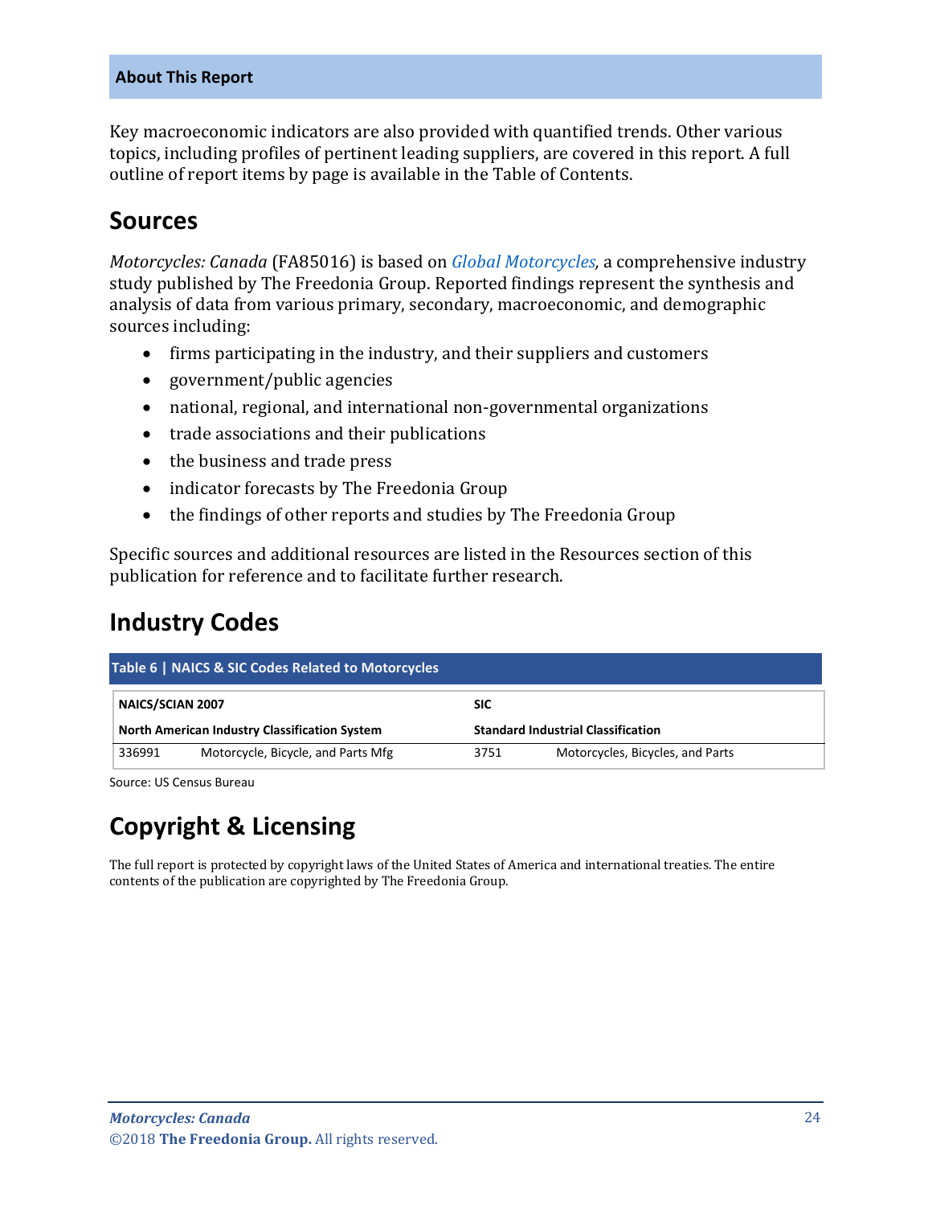**About This Report**

Key macroeconomic indicators are also provided with quantified trends. Other various topics, including profiles of pertinent leading suppliers, are covered in this report. A full outline of report items by page is available in the Table of Contents.

## Sources

*Motorcycles: Canada* (FA85016) is based on *Global Motorcycles,* a comprehensive industry study published by The Freedonia Group. Reported findings represent the synthesis and analysis of data from various primary, secondary, macroeconomic, and demographic sources including:

- firms participating in the industry, and their suppliers and customers
- government/public agencies
- national, regional, and international non-governmental organizations
- trade associations and their publications
- the business and trade press
- indicator forecasts by The Freedonia Group
- the findings of other reports and studies by The Freedonia Group

Specific sources and additional resources are listed in the Resources section of this publication for reference and to facilitate further research.

## Industry Codes

**Table 6 | NAICS & SIC Codes Related to Motorcycles**

| NAICS/SCIAN 2007 | | SIC | |
|---|---|---|---|
| **North American Industry Classification System** | | **Standard Industrial Classification** | |
| 336991 | Motorcycle, Bicycle, and Parts Mfg | 3751 | Motorcycles, Bicycles, and Parts |

Source: US Census Bureau

## Copyright & Licensing

The full report is protected by copyright laws of the United States of America and international treaties. The entire contents of the publication are copyrighted by The Freedonia Group.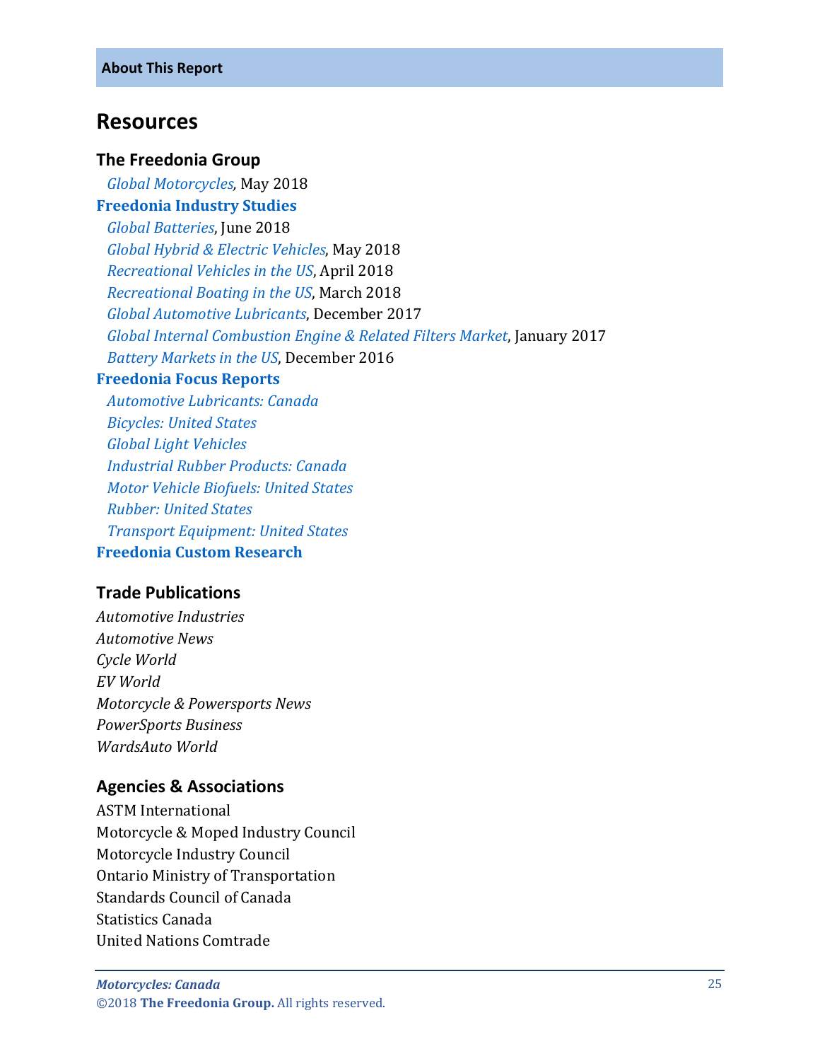# Resources

### The Freedonia Group

*Global Motorcycles*, May 2018

**Freedonia Industry Studies**

*Global Batteries*, June 2018
*Global Hybrid & Electric Vehicles*, May 2018
*Recreational Vehicles in the US*, April 2018
*Recreational Boating in the US*, March 2018
*Global Automotive Lubricants*, December 2017
*Global Internal Combustion Engine & Related Filters Market*, January 2017
*Battery Markets in the US*, December 2016

**Freedonia Focus Reports**

*Automotive Lubricants: Canada*
*Bicycles: United States*
*Global Light Vehicles*
*Industrial Rubber Products: Canada*
*Motor Vehicle Biofuels: United States*
*Rubber: United States*
*Transport Equipment: United States*

**Freedonia Custom Research**

### Trade Publications

*Automotive Industries*
*Automotive News*
*Cycle World*
*EV World*
*Motorcycle & Powersports News*
*PowerSports Business*
*WardsAuto World*

### Agencies & Associations

ASTM International
Motorcycle & Moped Industry Council
Motorcycle Industry Council
Ontario Ministry of Transportation
Standards Council of Canada
Statistics Canada
United Nations Comtrade